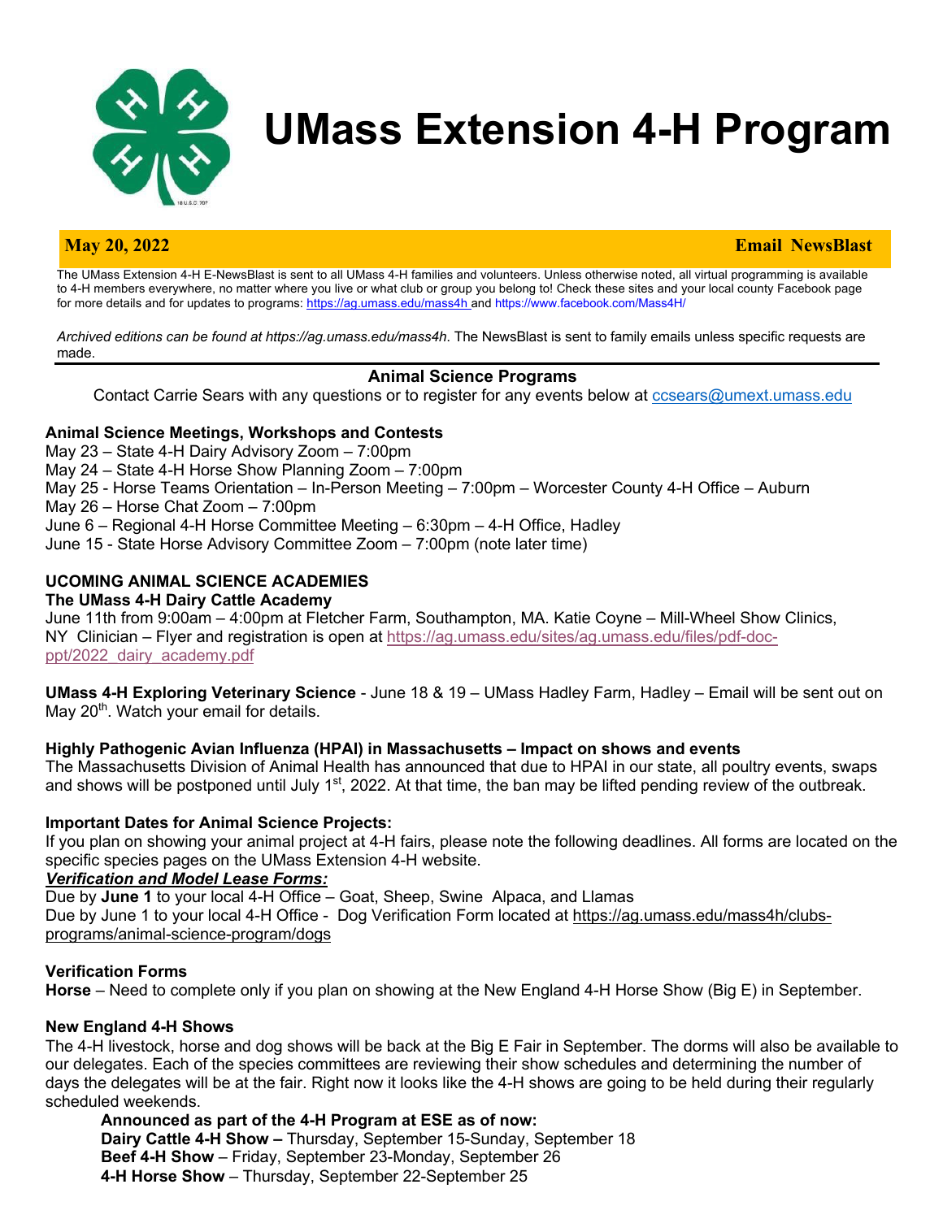# UMass Extension 4-H Program

**May 20, 2022** **Email NewsBlast**

The UMass Extension 4-H E-NewsBlast is sent to all UMass 4-H families and volunteers. Unless otherwise noted, all virtual programming is available to 4-H members everywhere, no matter where you live or what club or group you belong to! Check these sites and your local county Facebook page for more details and for updates to programs: https://ag.umass.edu/mass4h and https://www.facebook.com/Mass4H/

*Archived editions can be found at https://ag.umass.edu/mass4h*. The NewsBlast is sent to family emails unless specific requests are made.

## Animal Science Programs

Contact Carrie Sears with any questions or to register for any events below at ccsears@umext.umass.edu

### Animal Science Meetings, Workshops and Contests

May 23 – State 4-H Dairy Advisory Zoom – 7:00pm
May 24 – State 4-H Horse Show Planning Zoom – 7:00pm
May 25 - Horse Teams Orientation – In-Person Meeting – 7:00pm – Worcester County 4-H Office – Auburn
May 26 – Horse Chat Zoom – 7:00pm
June 6 – Regional 4-H Horse Committee Meeting – 6:30pm – 4-H Office, Hadley
June 15 - State Horse Advisory Committee Zoom – 7:00pm (note later time)

### UCOMING ANIMAL SCIENCE ACADEMIES

**The UMass 4-H Dairy Cattle Academy**
June 11th from 9:00am – 4:00pm at Fletcher Farm, Southampton, MA. Katie Coyne – Mill-Wheel Show Clinics, NY Clinician – Flyer and registration is open at https://ag.umass.edu/sites/ag.umass.edu/files/pdf-doc-ppt/2022_dairy_academy.pdf

**UMass 4-H Exploring Veterinary Science** - June 18 & 19 – UMass Hadley Farm, Hadley – Email will be sent out on May 20th. Watch your email for details.

### Highly Pathogenic Avian Influenza (HPAI) in Massachusetts – Impact on shows and events

The Massachusetts Division of Animal Health has announced that due to HPAI in our state, all poultry events, swaps and shows will be postponed until July 1st, 2022. At that time, the ban may be lifted pending review of the outbreak.

### Important Dates for Animal Science Projects:

If you plan on showing your animal project at 4-H fairs, please note the following deadlines. All forms are located on the specific species pages on the UMass Extension 4-H website.

***Verification and Model Lease Forms:***

Due by **June 1** to your local 4-H Office – Goat, Sheep, Swine Alpaca, and Llamas
Due by June 1 to your local 4-H Office - Dog Verification Form located at https://ag.umass.edu/mass4h/clubs-programs/animal-science-program/dogs

### Verification Forms

**Horse** – Need to complete only if you plan on showing at the New England 4-H Horse Show (Big E) in September.

### New England 4-H Shows

The 4-H livestock, horse and dog shows will be back at the Big E Fair in September. The dorms will also be available to our delegates. Each of the species committees are reviewing their show schedules and determining the number of days the delegates will be at the fair. Right now it looks like the 4-H shows are going to be held during their regularly scheduled weekends.

**Announced as part of the 4-H Program at ESE as of now:**
**Dairy Cattle 4-H Show –** Thursday, September 15-Sunday, September 18
**Beef 4-H Show** – Friday, September 23-Monday, September 26
**4-H Horse Show** – Thursday, September 22-September 25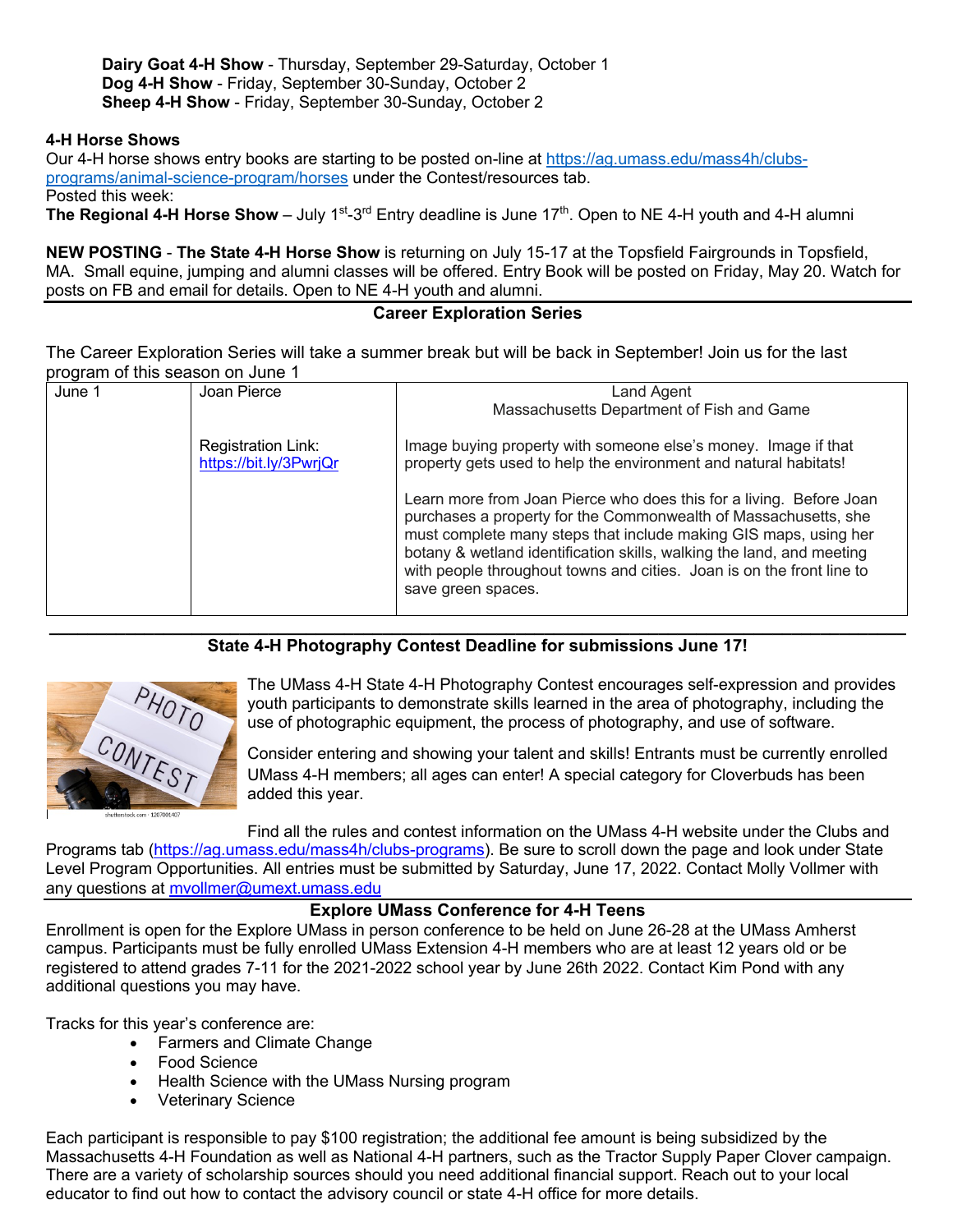**Dairy Goat 4-H Show** - Thursday, September 29-Saturday, October 1
**Dog 4-H Show** - Friday, September 30-Sunday, October 2
**Sheep 4-H Show** - Friday, September 30-Sunday, October 2

**4-H Horse Shows**

Our 4-H horse shows entry books are starting to be posted on-line at https://ag.umass.edu/mass4h/clubs-programs/animal-science-program/horses under the Contest/resources tab.

Posted this week:

**The Regional 4-H Horse Show** – July 1st-3rd Entry deadline is June 17th. Open to NE 4-H youth and 4-H alumni

**NEW POSTING** - **The State 4-H Horse Show** is returning on July 15-17 at the Topsfield Fairgrounds in Topsfield, MA. Small equine, jumping and alumni classes will be offered. Entry Book will be posted on Friday, May 20. Watch for posts on FB and email for details. Open to NE 4-H youth and alumni.

## Career Exploration Series

The Career Exploration Series will take a summer break but will be back in September! Join us for the last program of this season on June 1

| June 1 | Joan Pierce<br><br>Registration Link: https://bit.ly/3PwrjQr | Land Agent<br>Massachusetts Department of Fish and Game<br><br>Image buying property with someone else's money. Image if that property gets used to help the environment and natural habitats!<br><br>Learn more from Joan Pierce who does this for a living. Before Joan purchases a property for the Commonwealth of Massachusetts, she must complete many steps that include making GIS maps, using her botany & wetland identification skills, walking the land, and meeting with people throughout towns and cities. Joan is on the front line to save green spaces. |
|---|---|---|

## State 4-H Photography Contest Deadline for submissions June 17!

The UMass 4-H State 4-H Photography Contest encourages self-expression and provides youth participants to demonstrate skills learned in the area of photography, including the use of photographic equipment, the process of photography, and use of software.

Consider entering and showing your talent and skills! Entrants must be currently enrolled UMass 4-H members; all ages can enter! A special category for Cloverbuds has been added this year.

Find all the rules and contest information on the UMass 4-H website under the Clubs and Programs tab (https://ag.umass.edu/mass4h/clubs-programs). Be sure to scroll down the page and look under State Level Program Opportunities. All entries must be submitted by Saturday, June 17, 2022. Contact Molly Vollmer with any questions at mvollmer@umext.umass.edu

## Explore UMass Conference for 4-H Teens

Enrollment is open for the Explore UMass in person conference to be held on June 26-28 at the UMass Amherst campus. Participants must be fully enrolled UMass Extension 4-H members who are at least 12 years old or be registered to attend grades 7-11 for the 2021-2022 school year by June 26th 2022. Contact Kim Pond with any additional questions you may have.

Tracks for this year's conference are:

- Farmers and Climate Change
- Food Science
- Health Science with the UMass Nursing program
- Veterinary Science

Each participant is responsible to pay $100 registration; the additional fee amount is being subsidized by the Massachusetts 4-H Foundation as well as National 4-H partners, such as the Tractor Supply Paper Clover campaign. There are a variety of scholarship sources should you need additional financial support. Reach out to your local educator to find out how to contact the advisory council or state 4-H office for more details.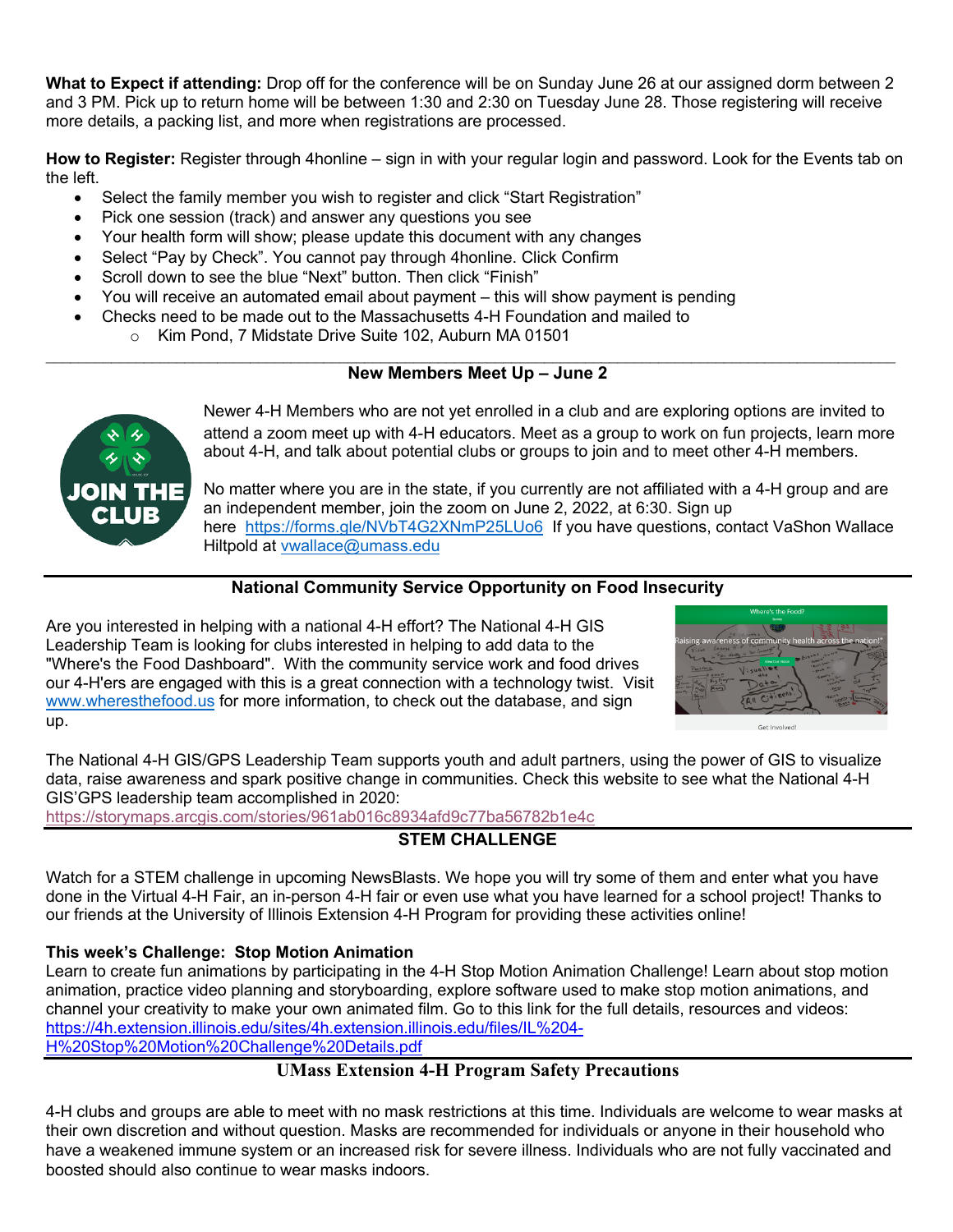**What to Expect if attending:** Drop off for the conference will be on Sunday June 26 at our assigned dorm between 2 and 3 PM. Pick up to return home will be between 1:30 and 2:30 on Tuesday June 28. Those registering will receive more details, a packing list, and more when registrations are processed.

**How to Register:** Register through 4honline – sign in with your regular login and password. Look for the Events tab on the left.

- Select the family member you wish to register and click "Start Registration"
- Pick one session (track) and answer any questions you see
- Your health form will show; please update this document with any changes
- Select "Pay by Check". You cannot pay through 4honline. Click Confirm
- Scroll down to see the blue "Next" button. Then click "Finish"
- You will receive an automated email about payment – this will show payment is pending
- Checks need to be made out to the Massachusetts 4-H Foundation and mailed to
  - Kim Pond, 7 Midstate Drive Suite 102, Auburn MA 01501

---

## New Members Meet Up – June 2

Newer 4-H Members who are not yet enrolled in a club and are exploring options are invited to attend a zoom meet up with 4-H educators. Meet as a group to work on fun projects, learn more about 4-H, and talk about potential clubs or groups to join and to meet other 4-H members.

No matter where you are in the state, if you currently are not affiliated with a 4-H group and are an independent member, join the zoom on June 2, 2022, at 6:30. Sign up here https://forms.gle/NVbT4G2XNmP25LUo6 If you have questions, contact VaShon Wallace Hiltpold at vwallace@umass.edu

---

## National Community Service Opportunity on Food Insecurity

Are you interested in helping with a national 4-H effort? The National 4-H GIS Leadership Team is looking for clubs interested in helping to add data to the "Where's the Food Dashboard". With the community service work and food drives our 4-H'ers are engaged with this is a great connection with a technology twist. Visit www.wheresthefood.us for more information, to check out the database, and sign up.

The National 4-H GIS/GPS Leadership Team supports youth and adult partners, using the power of GIS to visualize data, raise awareness and spark positive change in communities. Check this website to see what the National 4-H GIS'GPS leadership team accomplished in 2020: https://storymaps.arcgis.com/stories/961ab016c8934afd9c77ba56782b1e4c

---

## STEM CHALLENGE

Watch for a STEM challenge in upcoming NewsBlasts. We hope you will try some of them and enter what you have done in the Virtual 4-H Fair, an in-person 4-H fair or even use what you have learned for a school project! Thanks to our friends at the University of Illinois Extension 4-H Program for providing these activities online!

**This week's Challenge: Stop Motion Animation**

Learn to create fun animations by participating in the 4-H Stop Motion Animation Challenge! Learn about stop motion animation, practice video planning and storyboarding, explore software used to make stop motion animations, and channel your creativity to make your own animated film. Go to this link for the full details, resources and videos: https://4h.extension.illinois.edu/sites/4h.extension.illinois.edu/files/IL%204-H%20Stop%20Motion%20Challenge%20Details.pdf

---

## UMass Extension 4-H Program Safety Precautions

4-H clubs and groups are able to meet with no mask restrictions at this time. Individuals are welcome to wear masks at their own discretion and without question. Masks are recommended for individuals or anyone in their household who have a weakened immune system or an increased risk for severe illness. Individuals who are not fully vaccinated and boosted should also continue to wear masks indoors.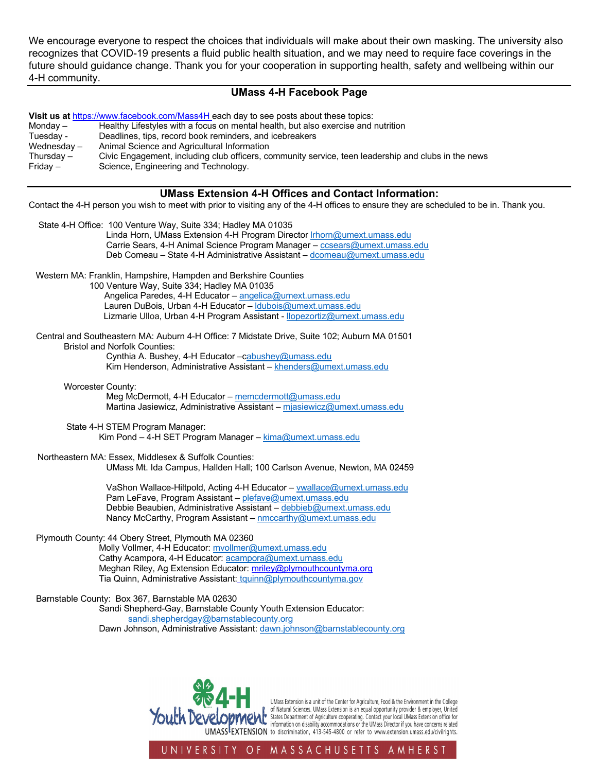We encourage everyone to respect the choices that individuals will make about their own masking. The university also recognizes that COVID-19 presents a fluid public health situation, and we may need to require face coverings in the future should guidance change. Thank you for your cooperation in supporting health, safety and wellbeing within our 4-H community.

## UMass 4-H Facebook Page

**Visit us at** https://www.facebook.com/Mass4H each day to see posts about these topics:

Monday – Healthy Lifestyles with a focus on mental health, but also exercise and nutrition
Tuesday - Deadlines, tips, record book reminders, and icebreakers
Wednesday – Animal Science and Agricultural Information
Thursday – Civic Engagement, including club officers, community service, teen leadership and clubs in the news
Friday – Science, Engineering and Technology.

## UMass Extension 4-H Offices and Contact Information:

Contact the 4-H person you wish to meet with prior to visiting any of the 4-H offices to ensure they are scheduled to be in. Thank you.

State 4-H Office: 100 Venture Way, Suite 334; Hadley MA 01035
Linda Horn, UMass Extension 4-H Program Director lrhorn@umext.umass.edu
Carrie Sears, 4-H Animal Science Program Manager – ccsears@umext.umass.edu
Deb Comeau – State 4-H Administrative Assistant – dcomeau@umext.umass.edu

Western MA: Franklin, Hampshire, Hampden and Berkshire Counties
100 Venture Way, Suite 334; Hadley MA 01035
Angelica Paredes, 4-H Educator – angelica@umext.umass.edu
Lauren DuBois, Urban 4-H Educator – ldubois@umext.umass.edu
Lizmarie Ulloa, Urban 4-H Program Assistant - llopezortiz@umext.umass.edu

Central and Southeastern MA: Auburn 4-H Office: 7 Midstate Drive, Suite 102; Auburn MA 01501
Bristol and Norfolk Counties:
Cynthia A. Bushey, 4-H Educator –cabushey@umass.edu
Kim Henderson, Administrative Assistant – khenders@umext.umass.edu

Worcester County:
Meg McDermott, 4-H Educator – memcdermott@umass.edu
Martina Jasiewicz, Administrative Assistant – mjasiewicz@umext.umass.edu

State 4-H STEM Program Manager:
Kim Pond – 4-H SET Program Manager – kima@umext.umass.edu

Northeastern MA: Essex, Middlesex & Suffolk Counties:
UMass Mt. Ida Campus, Hallden Hall; 100 Carlson Avenue, Newton, MA 02459

VaShon Wallace-Hiltpold, Acting 4-H Educator – vwallace@umext.umass.edu
Pam LeFave, Program Assistant – plefave@umext.umass.edu
Debbie Beaubien, Administrative Assistant – debbieb@umext.umass.edu
Nancy McCarthy, Program Assistant – nmccarthy@umext.umass.edu

Plymouth County: 44 Obery Street, Plymouth MA 02360
Molly Vollmer, 4-H Educator: mvollmer@umext.umass.edu
Cathy Acampora, 4-H Educator: acampora@umext.umass.edu
Meghan Riley, Ag Extension Educator: mriley@plymouthcountyma.org
Tia Quinn, Administrative Assistant: tquinn@plymouthcountyma.gov

Barnstable County: Box 367, Barnstable MA 02630
Sandi Shepherd-Gay, Barnstable County Youth Extension Educator:
sandi.shepherdgay@barnstablecounty.org
Dawn Johnson, Administrative Assistant: dawn.johnson@barnstablecounty.org

4-H Youth Development UMASS EXTENSION

UMass Extension is a unit of the Center for Agriculture, Food & the Environment in the College of Natural Sciences. UMass Extension is an equal opportunity provider & employer, United States Department of Agriculture cooperating. Contact your local UMass Extension office for information on disability accommodations or the UMass Director if you have concerns related to discrimination, 413-545-4800 or refer to www.extension.umass.edu/civilrights.

UNIVERSITY OF MASSACHUSETTS AMHERST